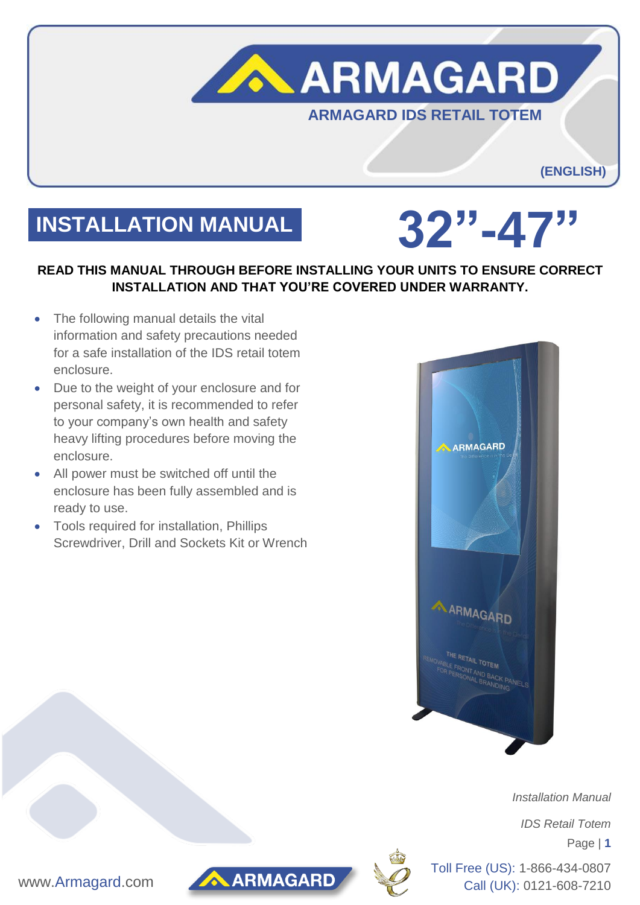# ARMAGARD

## ARMAGARD IDS RETAIL TOTEM

**(ENGLISH)**

# INSTALLATION MANUAL

# 32”-47”

**READ THIS MANUAL THROUGH BEFORE INSTALLING YOUR UNITS TO ENSURE CORRECT INSTALLATION AND THAT YOU’RE COVERED UNDER WARRANTY.**

- The following manual details the vital information and safety precautions needed for a safe installation of the IDS retail totem enclosure.
- Due to the weight of your enclosure and for personal safety, it is recommended to refer to your company’s own health and safety heavy lifting procedures before moving the enclosure.
- All power must be switched off until the enclosure has been fully assembled and is ready to use.
- Tools required for installation, Phillips Screwdriver, Drill and Sockets Kit or Wrench

www.Armagard.com

Toll Free (US): 1-866-434-0807
Call (UK): 0121-608-7210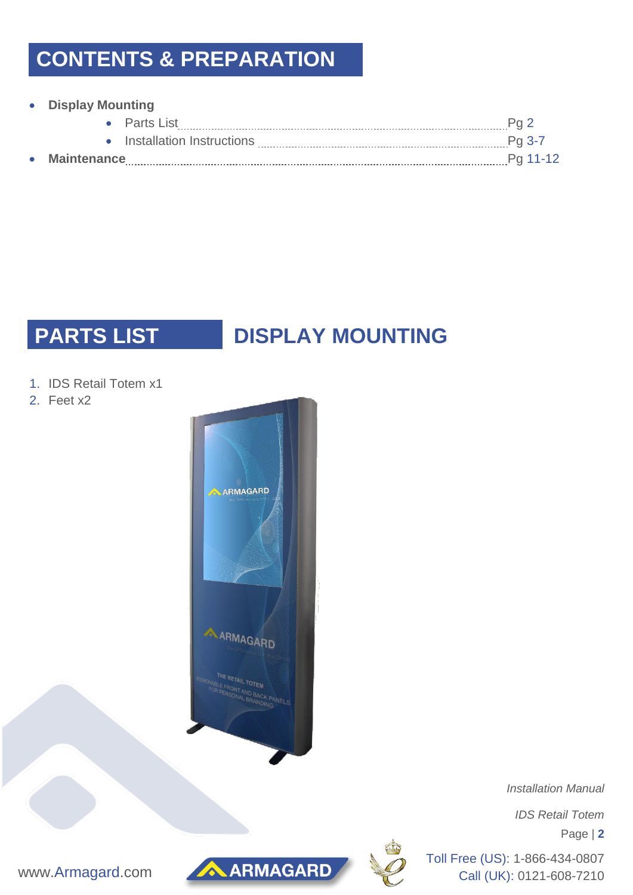# CONTENTS & PREPARATION

- **Display Mounting**
  - Parts List .......... Pg 2
  - Installation Instructions .......... Pg 3-7
- **Maintenance** .......... Pg 11-12

# PARTS LIST

## DISPLAY MOUNTING

1. IDS Retail Totem x1
2. Feet x2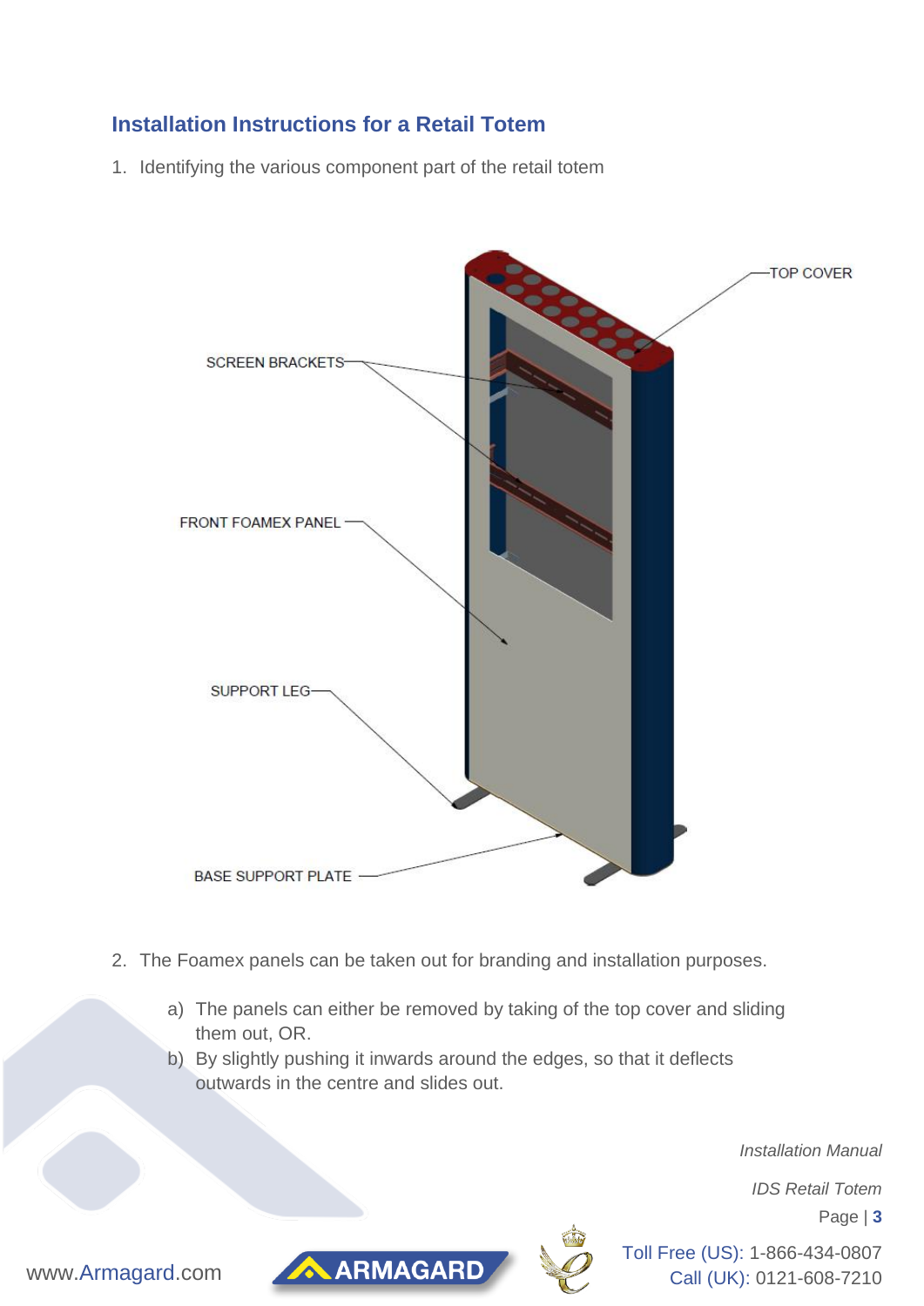## Installation Instructions for a Retail Totem

1. Identifying the various component part of the retail totem

TOP COVER

SCREEN BRACKETS

FRONT FOAMEX PANEL

SUPPORT LEG

BASE SUPPORT PLATE

2. The Foamex panels can be taken out for branding and installation purposes.

   a) The panels can either be removed by taking of the top cover and sliding them out, OR.
   
   b) By slightly pushing it inwards around the edges, so that it deflects outwards in the centre and slides out.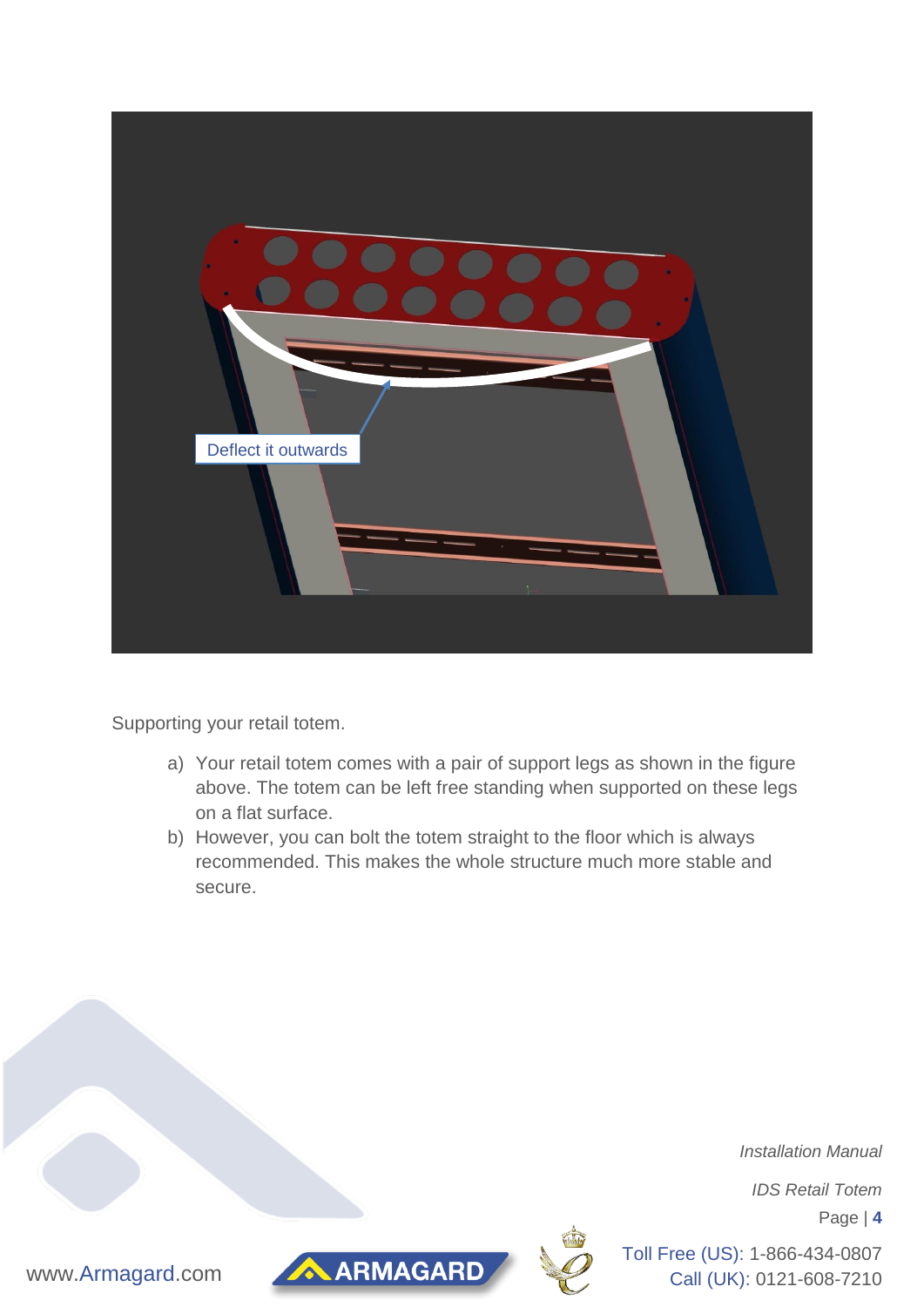Supporting your retail totem.

a) Your retail totem comes with a pair of support legs as shown in the figure above. The totem can be left free standing when supported on these legs on a flat surface.
b) However, you can bolt the totem straight to the floor which is always recommended. This makes the whole structure much more stable and secure.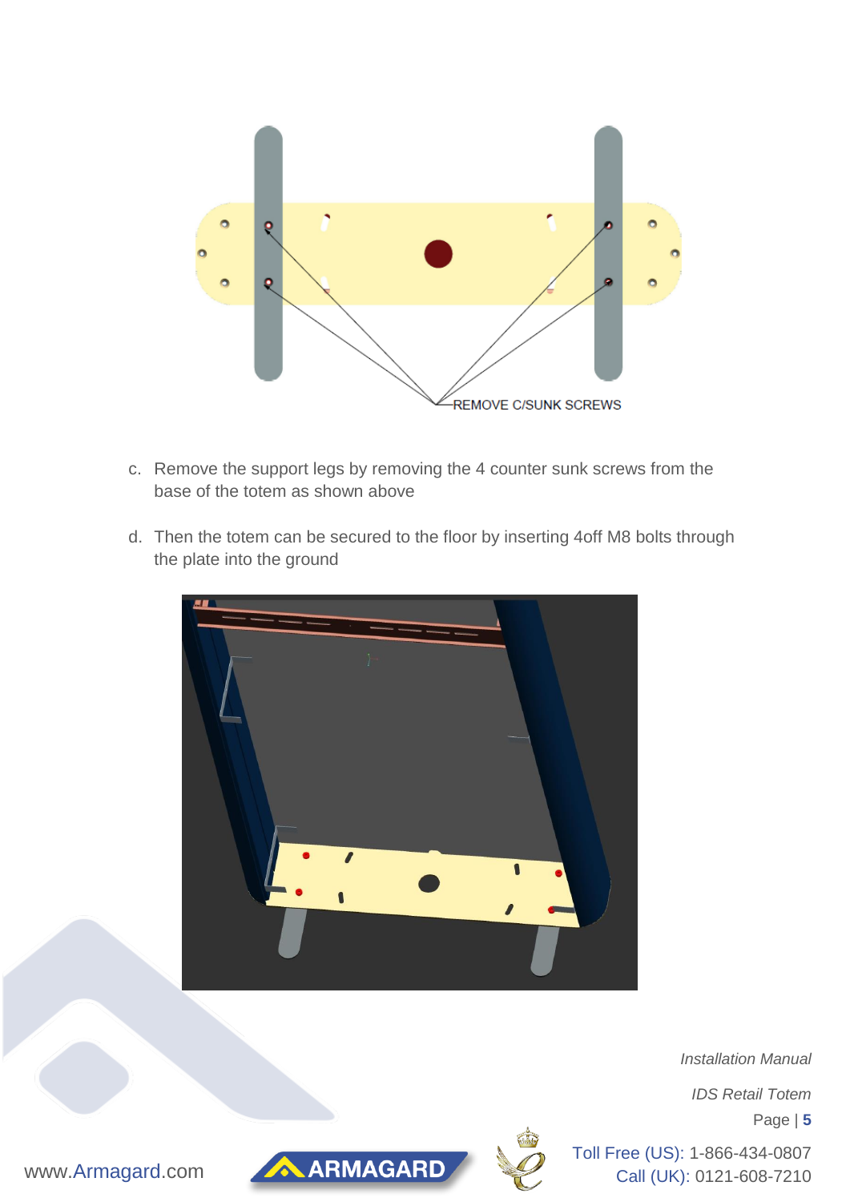REMOVE C/SUNK SCREWS

c. Remove the support legs by removing the 4 counter sunk screws from the base of the totem as shown above

d. Then the totem can be secured to the floor by inserting 4off M8 bolts through the plate into the ground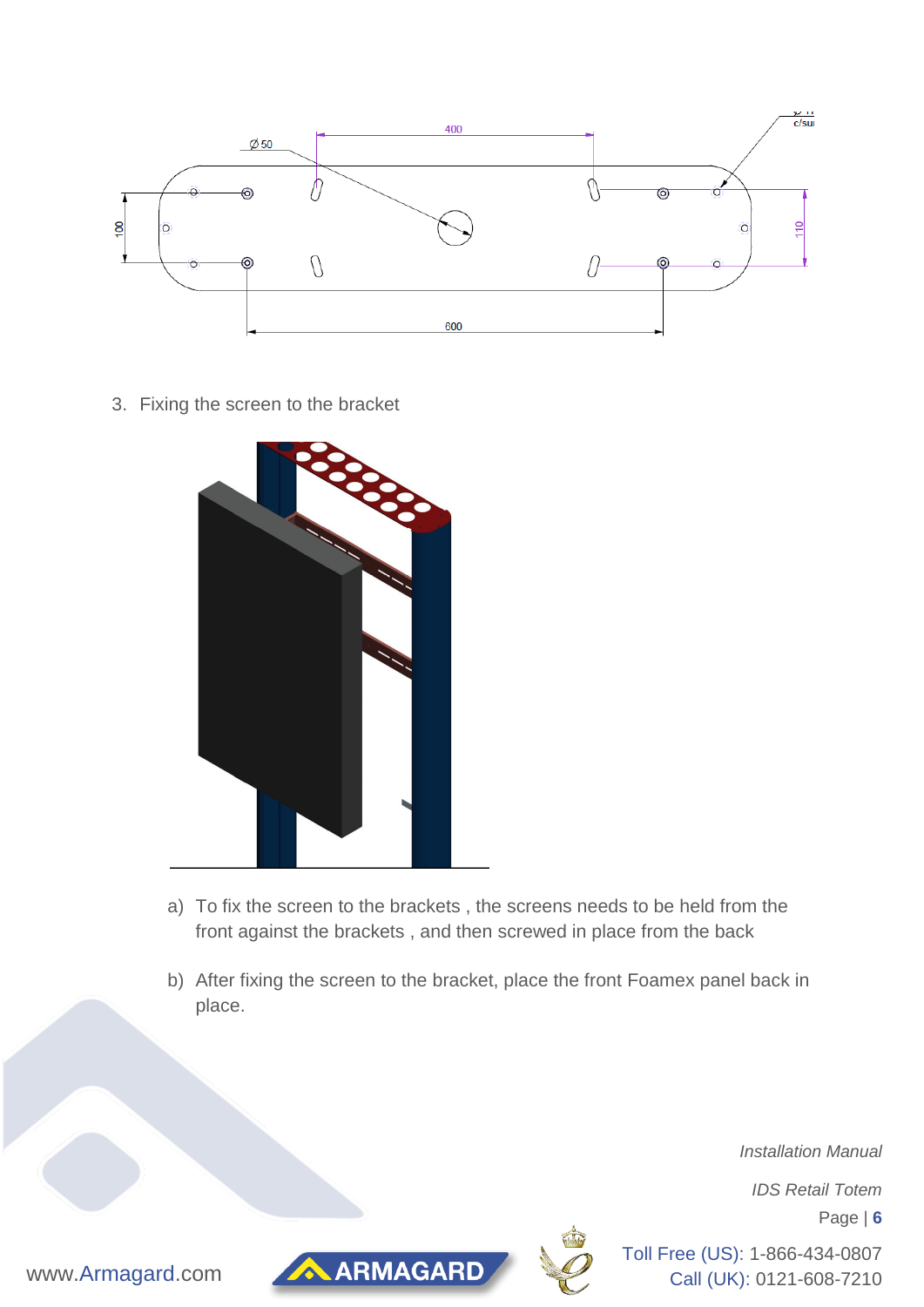3. Fixing the screen to the bracket

a) To fix the screen to the brackets , the screens needs to be held from the front against the brackets , and then screwed in place from the back

b) After fixing the screen to the bracket, place the front Foamex panel back in place.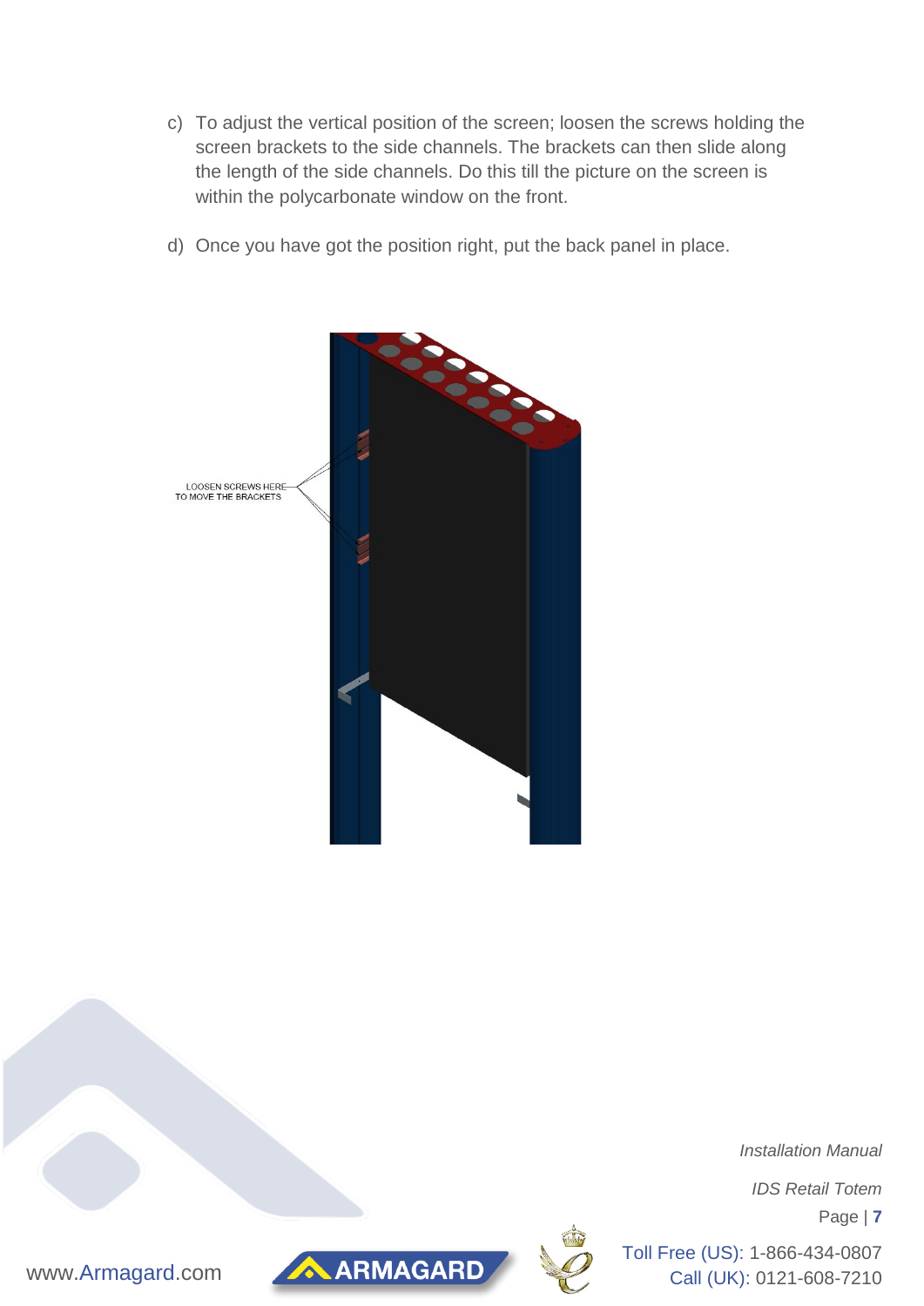c) To adjust the vertical position of the screen; loosen the screws holding the screen brackets to the side channels. The brackets can then slide along the length of the side channels. Do this till the picture on the screen is within the polycarbonate window on the front.

d) Once you have got the position right, put the back panel in place.

LOOSEN SCREWS HERE TO MOVE THE BRACKETS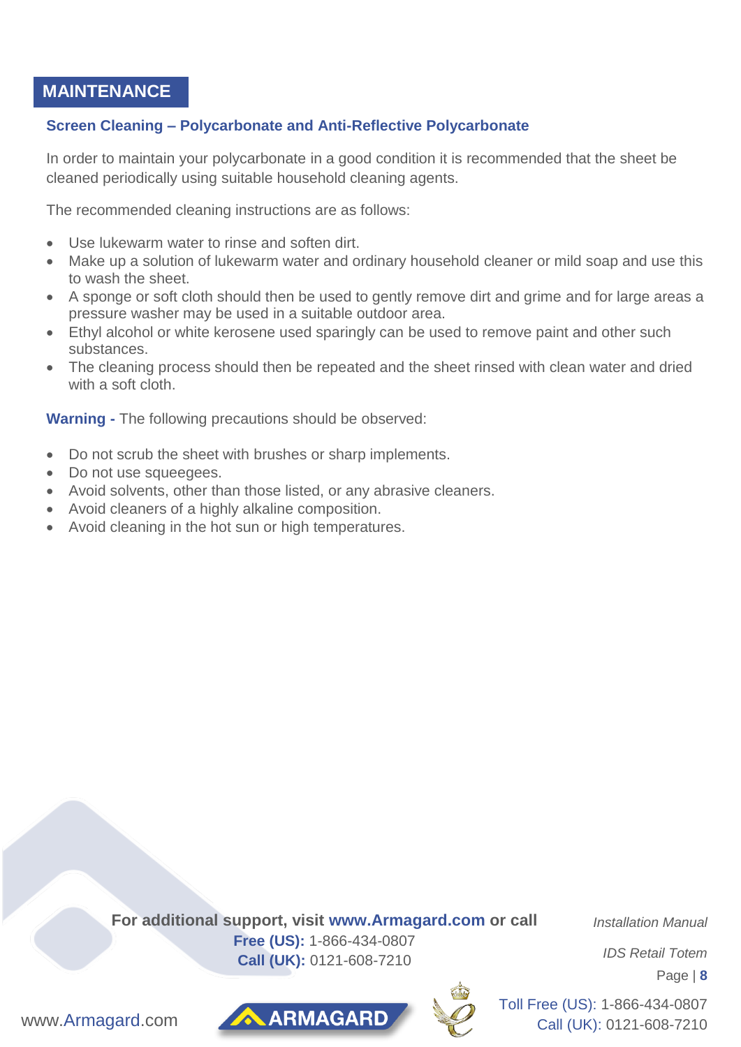## MAINTENANCE

### Screen Cleaning – Polycarbonate and Anti-Reflective Polycarbonate

In order to maintain your polycarbonate in a good condition it is recommended that the sheet be cleaned periodically using suitable household cleaning agents.

The recommended cleaning instructions are as follows:

- Use lukewarm water to rinse and soften dirt.
- Make up a solution of lukewarm water and ordinary household cleaner or mild soap and use this to wash the sheet.
- A sponge or soft cloth should then be used to gently remove dirt and grime and for large areas a pressure washer may be used in a suitable outdoor area.
- Ethyl alcohol or white kerosene used sparingly can be used to remove paint and other such substances.
- The cleaning process should then be repeated and the sheet rinsed with clean water and dried with a soft cloth.

**Warning -** The following precautions should be observed:

- Do not scrub the sheet with brushes or sharp implements.
- Do not use squeegees.
- Avoid solvents, other than those listed, or any abrasive cleaners.
- Avoid cleaners of a highly alkaline composition.
- Avoid cleaning in the hot sun or high temperatures.

**For additional support, visit www.Armagard.com or call**
**Free (US):** 1-866-434-0807
**Call (UK):** 0121-608-7210